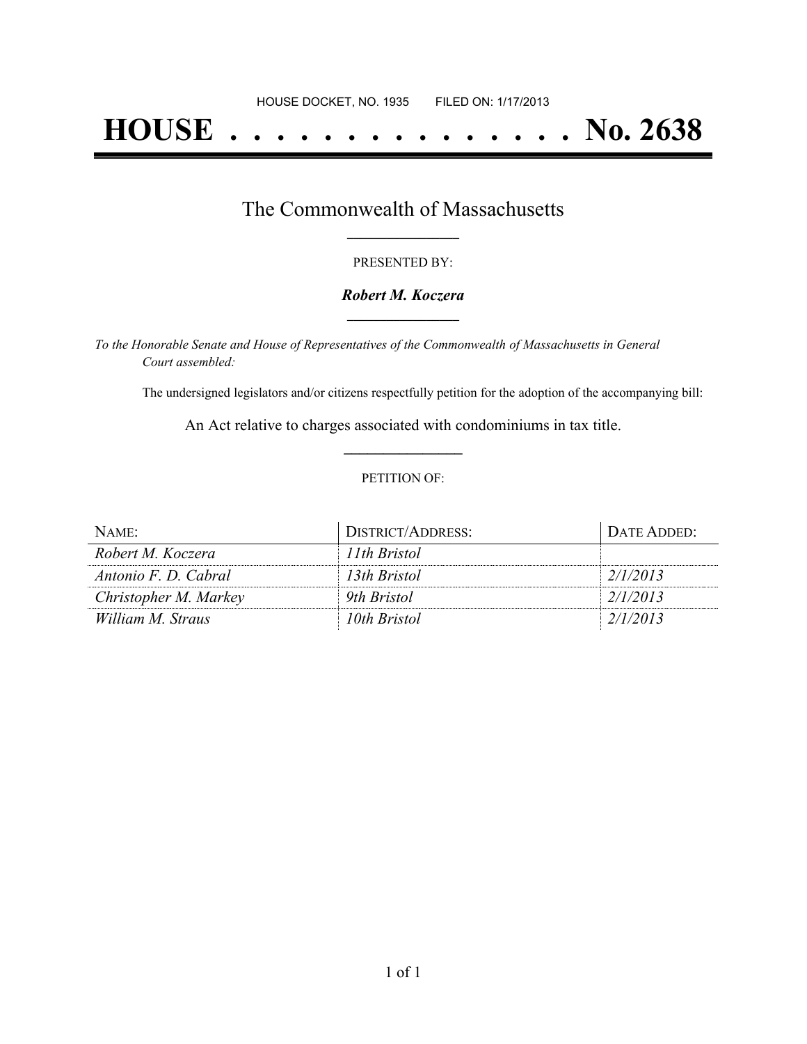HOUSE DOCKET, NO. 1935        FILED ON: 1/17/2013

# HOUSE . . . . . . . . . . . . . . . No. 2638

## The Commonwealth of Massachusetts

PRESENTED BY:

***Robert M. Koczera***

*To the Honorable Senate and House of Representatives of the Commonwealth of Massachusetts in General Court assembled:*

The undersigned legislators and/or citizens respectfully petition for the adoption of the accompanying bill:

An Act relative to charges associated with condominiums in tax title.

PETITION OF:

| NAME: | DISTRICT/ADDRESS: | DATE ADDED: |
| --- | --- | --- |
| *Robert M. Koczera* | *11th Bristol* | |
| *Antonio F. D. Cabral* | *13th Bristol* | *2/1/2013* |
| *Christopher M. Markey* | *9th Bristol* | *2/1/2013* |
| *William M. Straus* | *10th Bristol* | *2/1/2013* |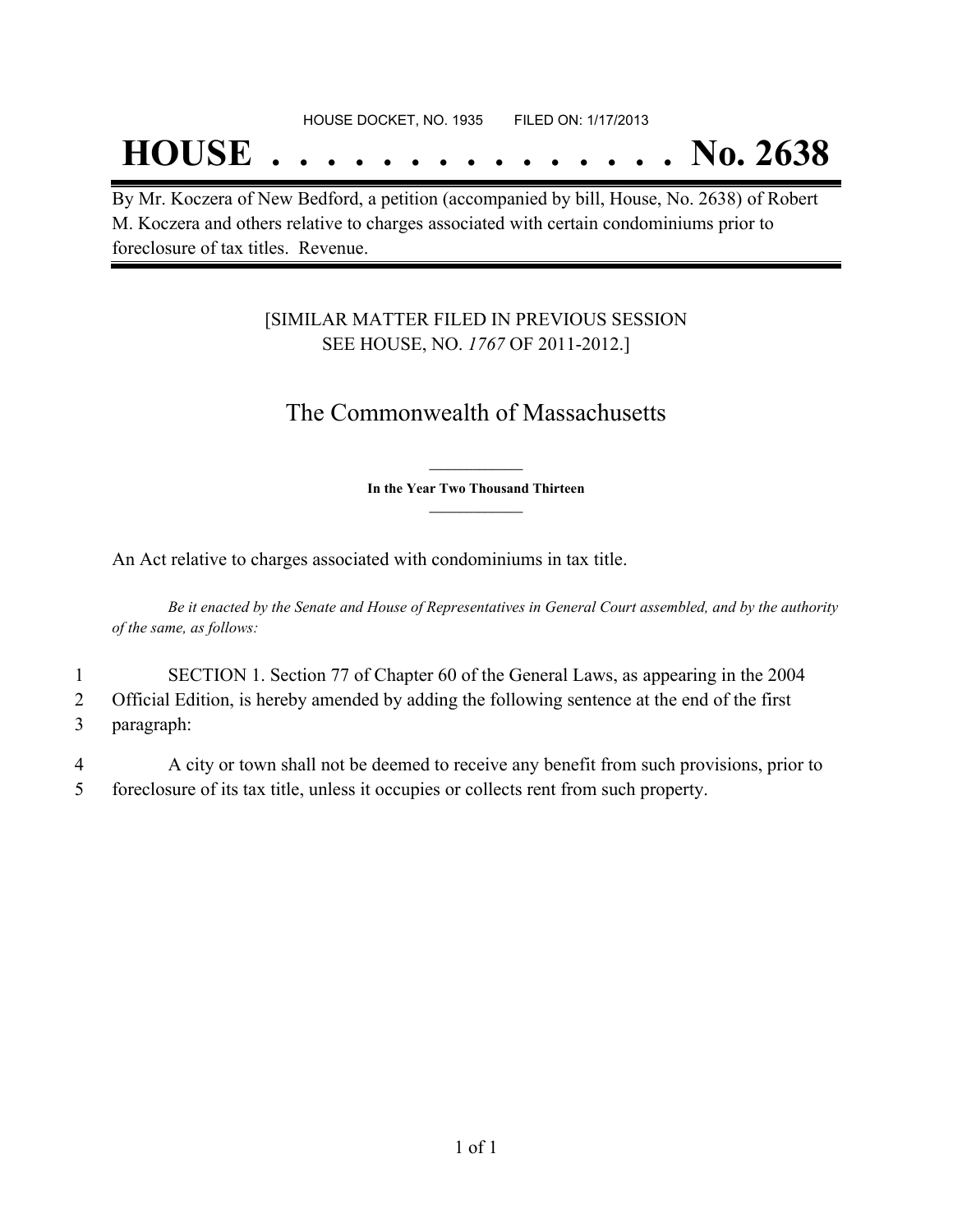HOUSE DOCKET, NO. 1935 FILED ON: 1/17/2013

# HOUSE . . . . . . . . . . . . . . . No. 2638

By Mr. Koczera of New Bedford, a petition (accompanied by bill, House, No. 2638) of Robert M. Koczera and others relative to charges associated with certain condominiums prior to foreclosure of tax titles. Revenue.

[SIMILAR MATTER FILED IN PREVIOUS SESSION SEE HOUSE, NO. *1767* OF 2011-2012.]

## The Commonwealth of Massachusetts

**In the Year Two Thousand Thirteen**

An Act relative to charges associated with condominiums in tax title.

*Be it enacted by the Senate and House of Representatives in General Court assembled, and by the authority of the same, as follows:*

1 SECTION 1. Section 77 of Chapter 60 of the General Laws, as appearing in the 2004
2 Official Edition, is hereby amended by adding the following sentence at the end of the first
3 paragraph:

4 A city or town shall not be deemed to receive any benefit from such provisions, prior to
5 foreclosure of its tax title, unless it occupies or collects rent from such property.